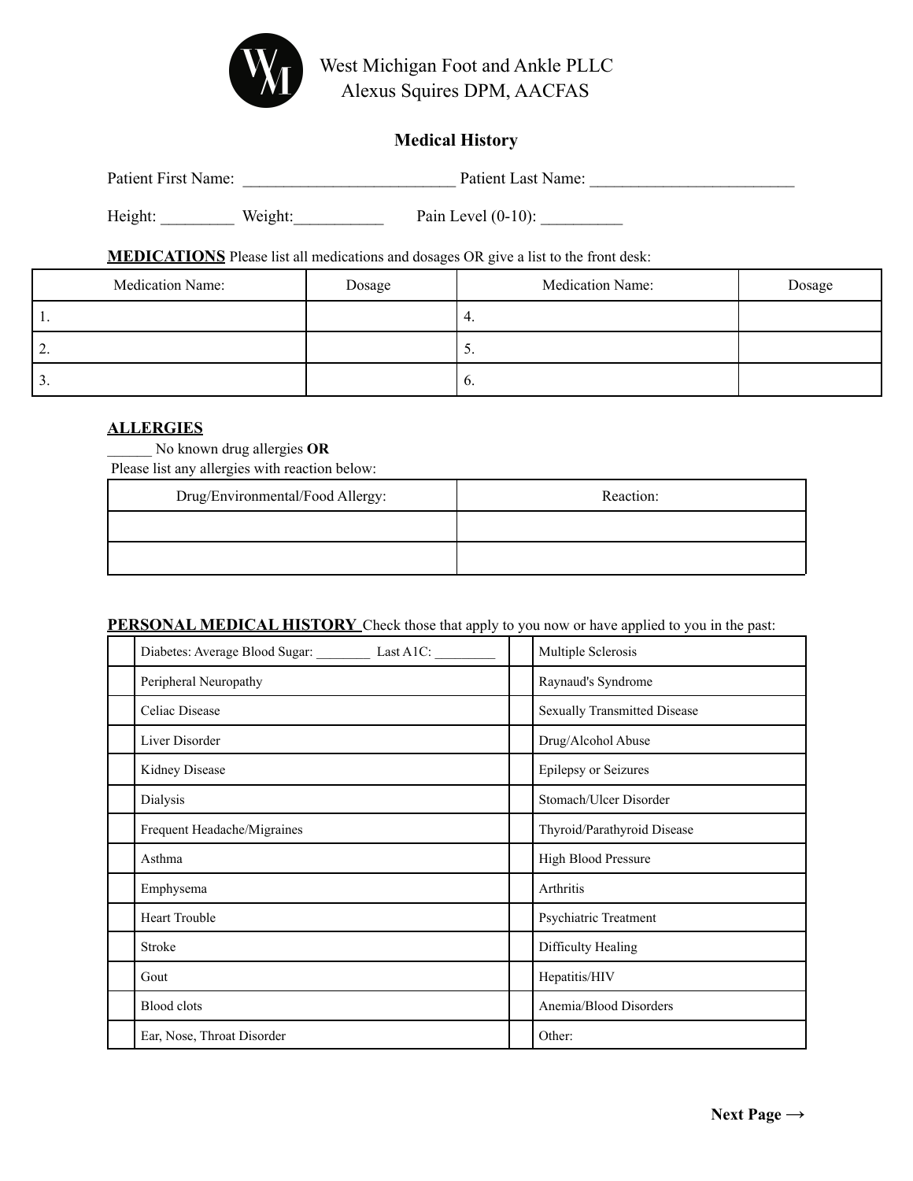West Michigan Foot and Ankle PLLC
Alexus Squires DPM, AACFAS

## Medical History

Patient First Name: _________________________ Patient Last Name: _________________________

Height: _________ Weight:___________ Pain Level (0-10): __________

**MEDICATIONS** Please list all medications and dosages OR give a list to the front desk:

| Medication Name: | Dosage | Medication Name: | Dosage |
|---|---|---|---|
| 1. | | 4. | |
| 2. | | 5. | |
| 3. | | 6. | |

**ALLERGIES**

______ No known drug allergies **OR**

Please list any allergies with reaction below:

| Drug/Environmental/Food Allergy: | Reaction: |
|---|---|
| | |
| | |

**PERSONAL MEDICAL HISTORY** Check those that apply to you now or have applied to you in the past:

| | | | |
|---|---|---|---|
| | Diabetes: Average Blood Sugar: ________ Last A1C: _________ | | Multiple Sclerosis |
| | Peripheral Neuropathy | | Raynaud's Syndrome |
| | Celiac Disease | | Sexually Transmitted Disease |
| | Liver Disorder | | Drug/Alcohol Abuse |
| | Kidney Disease | | Epilepsy or Seizures |
| | Dialysis | | Stomach/Ulcer Disorder |
| | Frequent Headache/Migraines | | Thyroid/Parathyroid Disease |
| | Asthma | | High Blood Pressure |
| | Emphysema | | Arthritis |
| | Heart Trouble | | Psychiatric Treatment |
| | Stroke | | Difficulty Healing |
| | Gout | | Hepatitis/HIV |
| | Blood clots | | Anemia/Blood Disorders |
| | Ear, Nose, Throat Disorder | | Other: |

**Next Page →**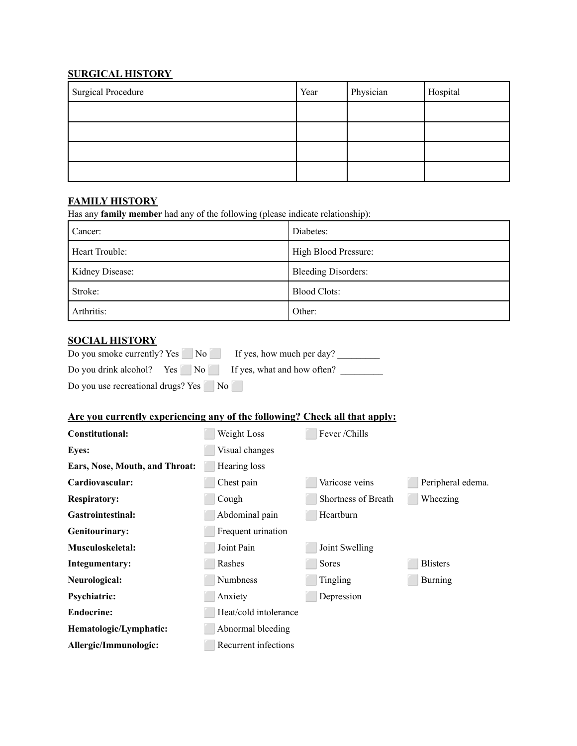## SURGICAL HISTORY

| Surgical Procedure | Year | Physician | Hospital |
|---|---|---|---|
| | | | |
| | | | |
| | | | |
| | | | |

## FAMILY HISTORY

Has any **family member** had any of the following (please indicate relationship):

| | |
|---|---|
| Cancer: | Diabetes: |
| Heart Trouble: | High Blood Pressure: |
| Kidney Disease: | Bleeding Disorders: |
| Stroke: | Blood Clots: |
| Arthritis: | Other: |

## SOCIAL HISTORY

Do you smoke currently? Yes ☐ No ☐ If yes, how much per day? _________

Do you drink alcohol? Yes ☐ No ☐ If yes, what and how often? _________

Do you use recreational drugs? Yes ☐ No ☐

## Are you currently experiencing any of the following? Check all that apply:

| | | | |
|---|---|---|---|
| **Constitutional:** | ☐ Weight Loss | ☐ Fever /Chills | |
| **Eyes:** | ☐ Visual changes | | |
| **Ears, Nose, Mouth, and Throat:** | ☐ Hearing loss | | |
| **Cardiovascular:** | ☐ Chest pain | ☐ Varicose veins | ☐ Peripheral edema. |
| **Respiratory:** | ☐ Cough | ☐ Shortness of Breath | ☐ Wheezing |
| **Gastrointestinal:** | ☐ Abdominal pain | ☐ Heartburn | |
| **Genitourinary:** | ☐ Frequent urination | | |
| **Musculoskeletal:** | ☐ Joint Pain | ☐ Joint Swelling | |
| **Integumentary:** | ☐ Rashes | ☐ Sores | ☐ Blisters |
| **Neurological:** | ☐ Numbness | ☐ Tingling | ☐ Burning |
| **Psychiatric:** | ☐ Anxiety | ☐ Depression | |
| **Endocrine:** | ☐ Heat/cold intolerance | | |
| **Hematologic/Lymphatic:** | ☐ Abnormal bleeding | | |
| **Allergic/Immunologic:** | ☐ Recurrent infections | | |